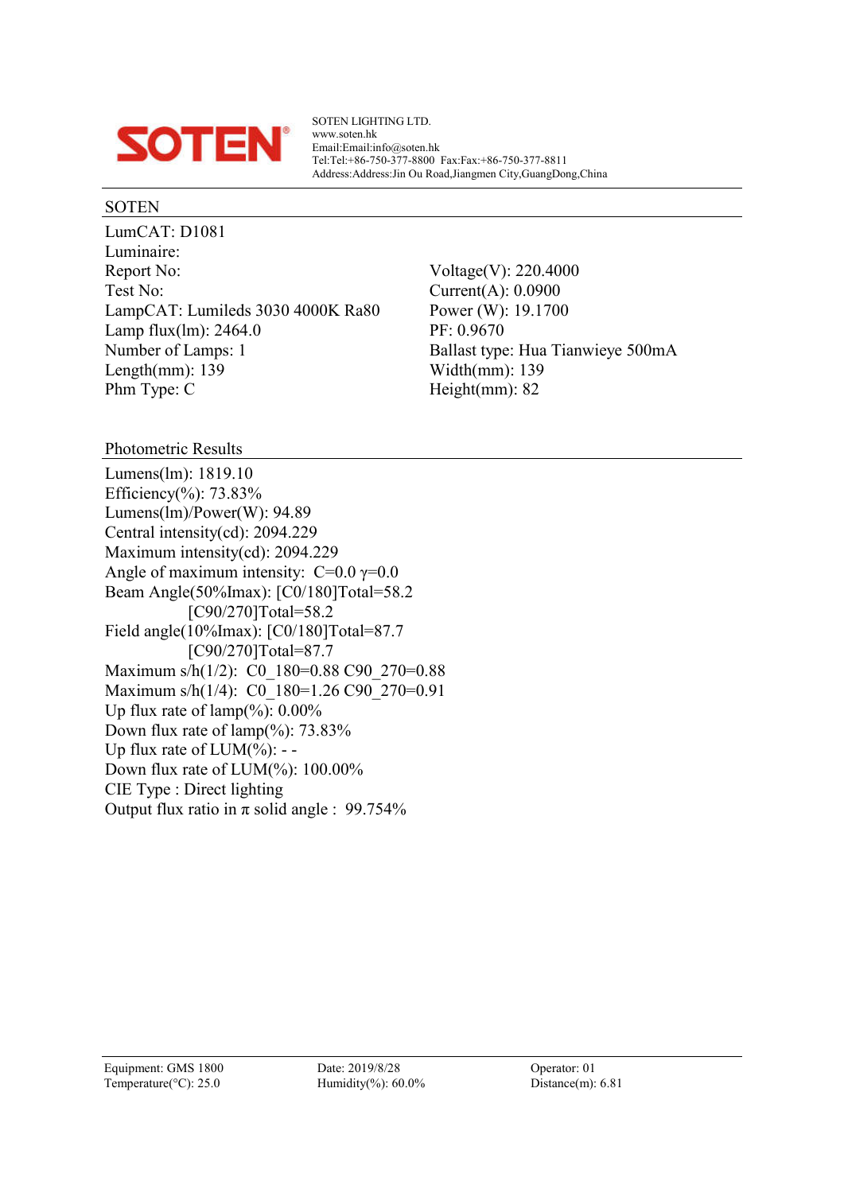SOTEN LIGHTING LTD.
www.soten.hk
Email:Email:info@soten.hk
Tel:Tel:+86-750-377-8800 Fax:Fax:+86-750-377-8811
Address:Address:Jin Ou Road,Jiangmen City,GuangDong,China

## SOTEN

LumCAT: D1081
Luminaire:
Report No:
Test No:
LampCAT: Lumileds 3030 4000K Ra80
Lamp flux(lm): 2464.0
Number of Lamps: 1
Length(mm): 139
Phm Type: C

Voltage(V): 220.4000
Current(A): 0.0900
Power (W): 19.1700
PF: 0.9670
Ballast type: Hua Tianwieye 500mA
Width(mm): 139
Height(mm): 82

## Photometric Results

Lumens(lm): 1819.10
Efficiency(%): 73.83%
Lumens(lm)/Power(W): 94.89
Central intensity(cd): 2094.229
Maximum intensity(cd): 2094.229
Angle of maximum intensity: C=0.0 γ=0.0
Beam Angle(50%Imax): [C0/180]Total=58.2
[C90/270]Total=58.2
Field angle(10%Imax): [C0/180]Total=87.7
[C90/270]Total=87.7
Maximum s/h(1/2): C0_180=0.88 C90_270=0.88
Maximum s/h(1/4): C0_180=1.26 C90_270=0.91
Up flux rate of lamp(%): 0.00%
Down flux rate of lamp(%): 73.83%
Up flux rate of LUM(%): - -
Down flux rate of LUM(%): 100.00%
CIE Type : Direct lighting
Output flux ratio in π solid angle : 99.754%

Equipment: GMS 1800
Temperature(°C): 25.0
Date: 2019/8/28
Humidity(%): 60.0%
Operator: 01
Distance(m): 6.81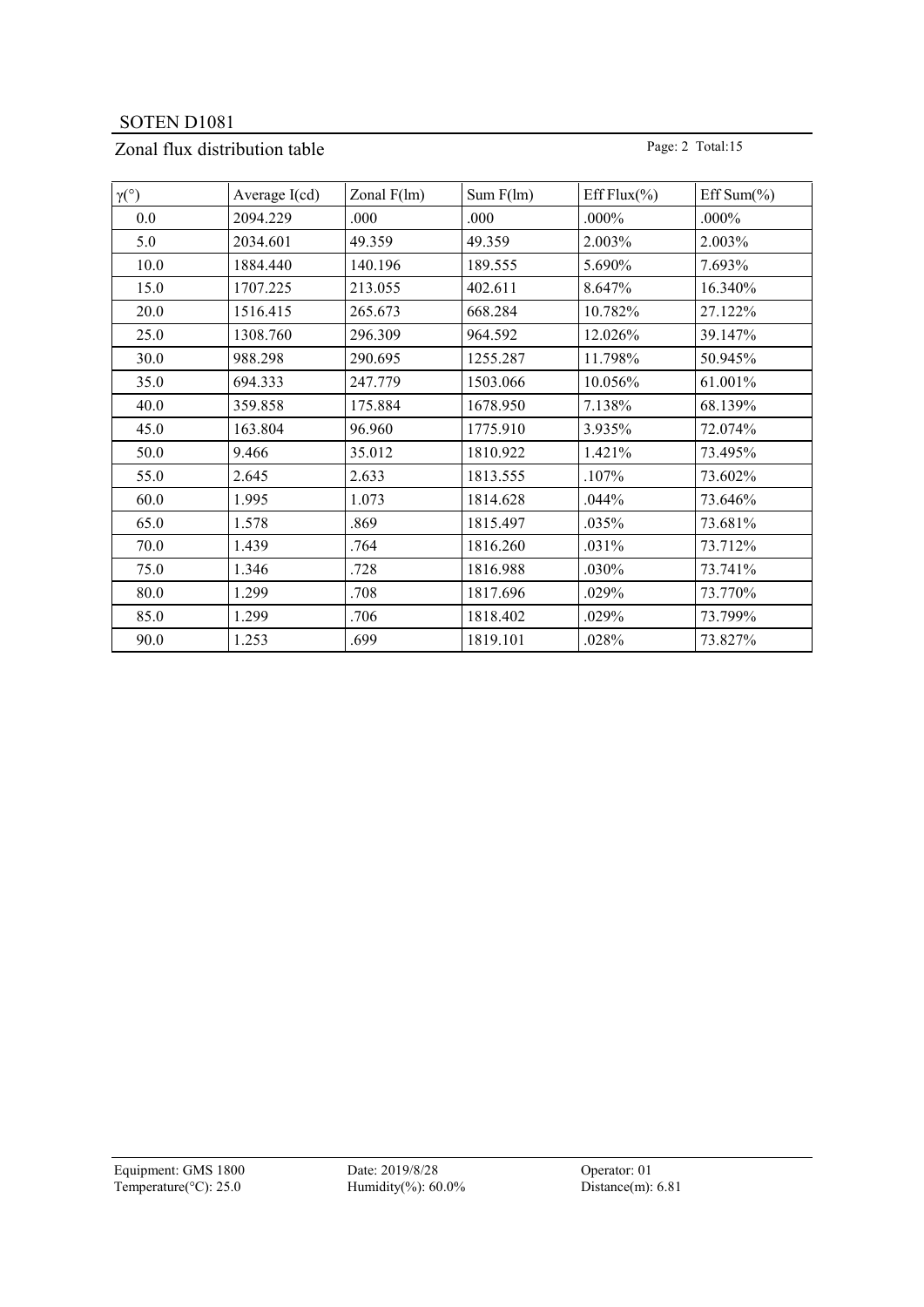SOTEN D1081

## Zonal flux distribution table

| γ(°) | Average I(cd) | Zonal F(lm) | Sum F(lm) | Eff Flux(%) | Eff Sum(%) |
|---|---|---|---|---|---|
| 0.0 | 2094.229 | .000 | .000 | .000% | .000% |
| 5.0 | 2034.601 | 49.359 | 49.359 | 2.003% | 2.003% |
| 10.0 | 1884.440 | 140.196 | 189.555 | 5.690% | 7.693% |
| 15.0 | 1707.225 | 213.055 | 402.611 | 8.647% | 16.340% |
| 20.0 | 1516.415 | 265.673 | 668.284 | 10.782% | 27.122% |
| 25.0 | 1308.760 | 296.309 | 964.592 | 12.026% | 39.147% |
| 30.0 | 988.298 | 290.695 | 1255.287 | 11.798% | 50.945% |
| 35.0 | 694.333 | 247.779 | 1503.066 | 10.056% | 61.001% |
| 40.0 | 359.858 | 175.884 | 1678.950 | 7.138% | 68.139% |
| 45.0 | 163.804 | 96.960 | 1775.910 | 3.935% | 72.074% |
| 50.0 | 9.466 | 35.012 | 1810.922 | 1.421% | 73.495% |
| 55.0 | 2.645 | 2.633 | 1813.555 | .107% | 73.602% |
| 60.0 | 1.995 | 1.073 | 1814.628 | .044% | 73.646% |
| 65.0 | 1.578 | .869 | 1815.497 | .035% | 73.681% |
| 70.0 | 1.439 | .764 | 1816.260 | .031% | 73.712% |
| 75.0 | 1.346 | .728 | 1816.988 | .030% | 73.741% |
| 80.0 | 1.299 | .708 | 1817.696 | .029% | 73.770% |
| 85.0 | 1.299 | .706 | 1818.402 | .029% | 73.799% |
| 90.0 | 1.253 | .699 | 1819.101 | .028% | 73.827% |

Equipment: GMS 1800
Temperature(°C): 25.0

Date: 2019/8/28
Humidity(%): 60.0%

Operator: 01
Distance(m): 6.81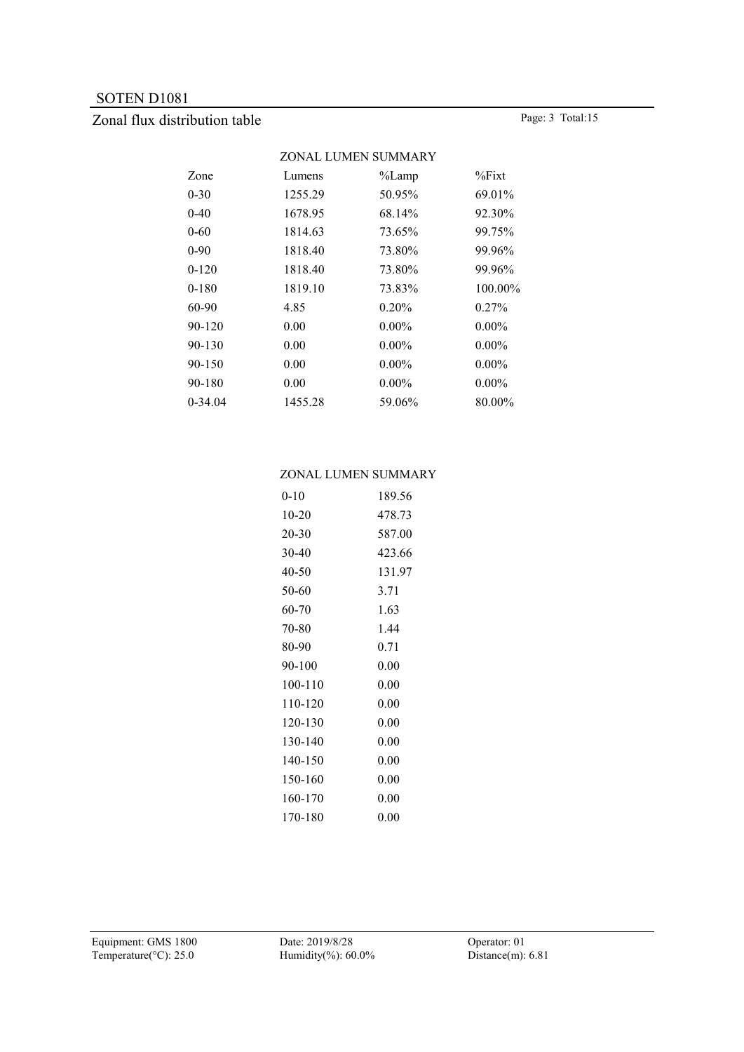SOTEN D1081

## Zonal flux distribution table

### ZONAL LUMEN SUMMARY

| Zone | Lumens | %Lamp | %Fixt |
|---|---|---|---|
| 0-30 | 1255.29 | 50.95% | 69.01% |
| 0-40 | 1678.95 | 68.14% | 92.30% |
| 0-60 | 1814.63 | 73.65% | 99.75% |
| 0-90 | 1818.40 | 73.80% | 99.96% |
| 0-120 | 1818.40 | 73.80% | 99.96% |
| 0-180 | 1819.10 | 73.83% | 100.00% |
| 60-90 | 4.85 | 0.20% | 0.27% |
| 90-120 | 0.00 | 0.00% | 0.00% |
| 90-130 | 0.00 | 0.00% | 0.00% |
| 90-150 | 0.00 | 0.00% | 0.00% |
| 90-180 | 0.00 | 0.00% | 0.00% |
| 0-34.04 | 1455.28 | 59.06% | 80.00% |

### ZONAL LUMEN SUMMARY

| Zone | Lumens |
|---|---|
| 0-10 | 189.56 |
| 10-20 | 478.73 |
| 20-30 | 587.00 |
| 30-40 | 423.66 |
| 40-50 | 131.97 |
| 50-60 | 3.71 |
| 60-70 | 1.63 |
| 70-80 | 1.44 |
| 80-90 | 0.71 |
| 90-100 | 0.00 |
| 100-110 | 0.00 |
| 110-120 | 0.00 |
| 120-130 | 0.00 |
| 130-140 | 0.00 |
| 140-150 | 0.00 |
| 150-160 | 0.00 |
| 160-170 | 0.00 |
| 170-180 | 0.00 |

Equipment: GMS 1800 Date: 2019/8/28 Operator: 01
Temperature(°C): 25.0 Humidity(%): 60.0% Distance(m): 6.81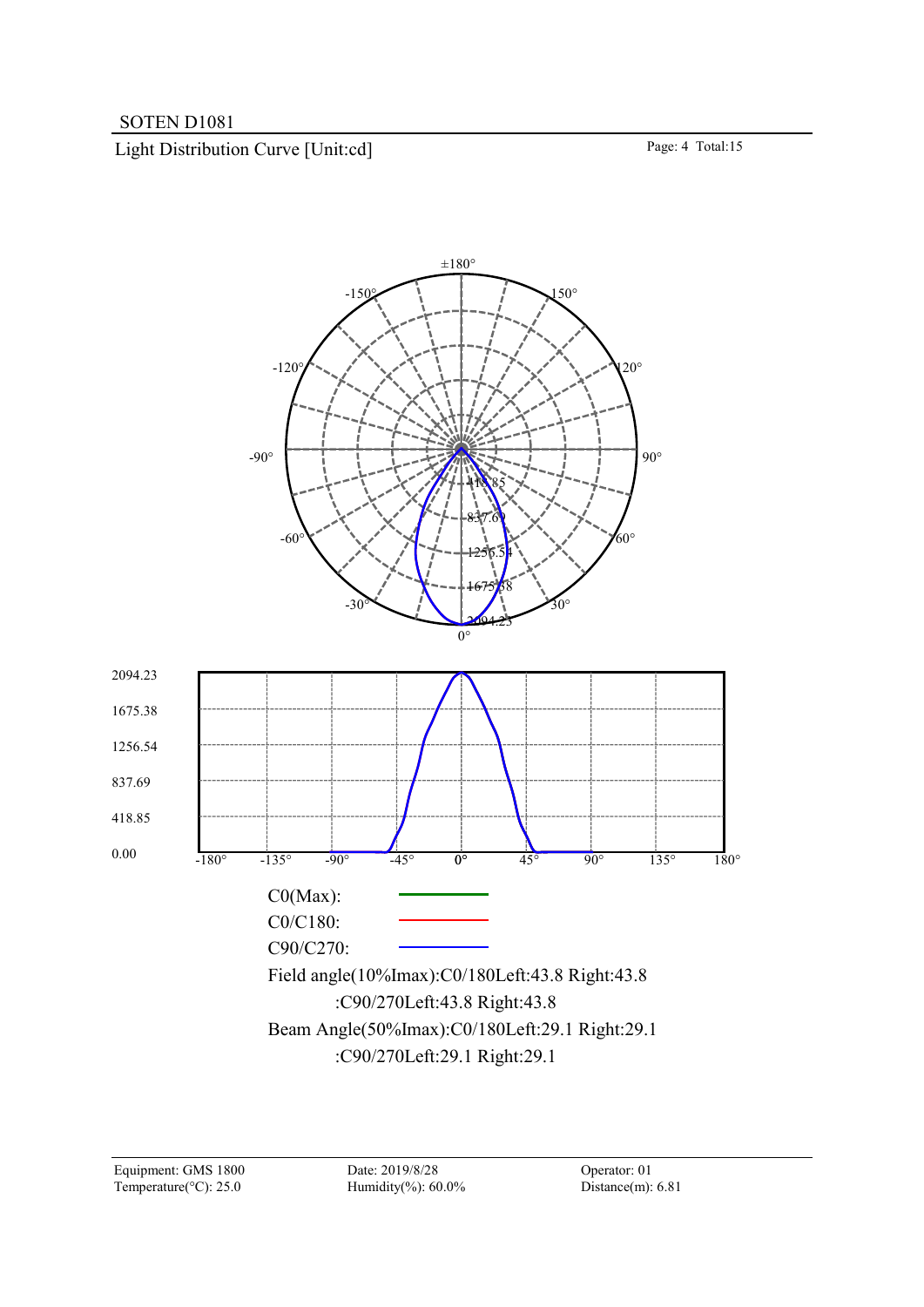SOTEN D1081

## Light Distribution Curve [Unit:cd]

±180°

-150° 150°

-120° 120°

-90° 90°

-60° 60°

-30° 30°

0°

418.85
837.69
1256.54
1675.38
2094.23

2094.23
1675.38
1256.54
837.69
418.85
0.00

-180° -135° -90° -45° 0° 45° 90° 135° 180°

C0(Max):

C0/C180:

C90/C270:

Field angle(10%Imax):C0/180Left:43.8 Right:43.8

:C90/270Left:43.8 Right:43.8

Beam Angle(50%Imax):C0/180Left:29.1 Right:29.1

:C90/270Left:29.1 Right:29.1

Equipment: GMS 1800
Temperature(°C): 25.0

Date: 2019/8/28
Humidity(%): 60.0%

Operator: 01
Distance(m): 6.81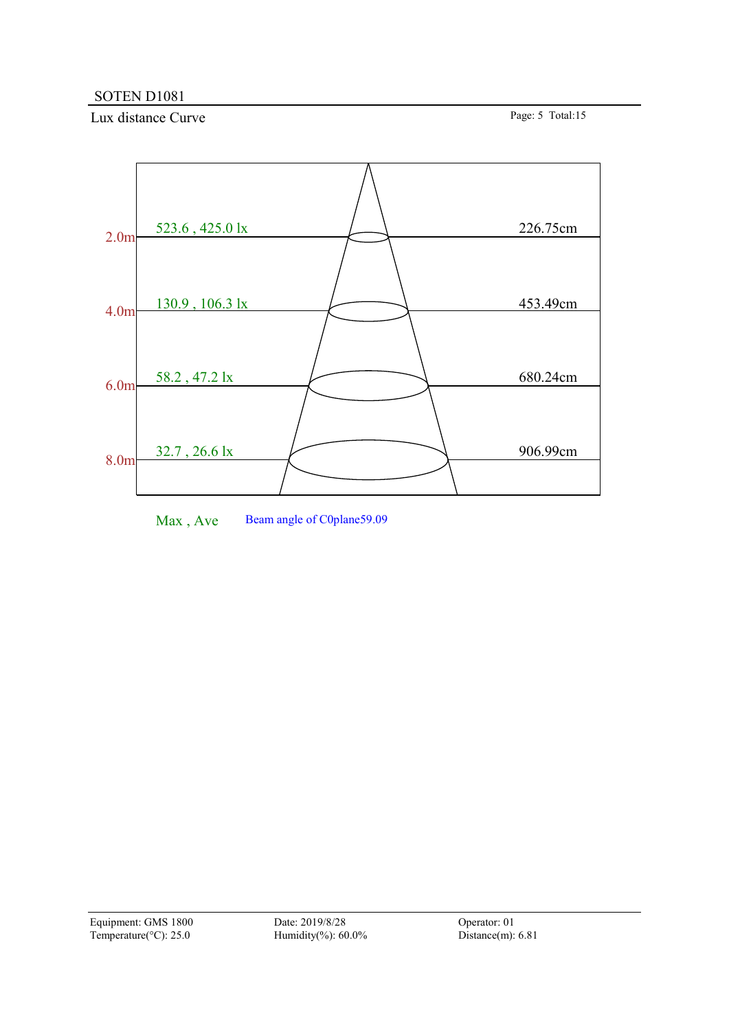SOTEN D1081

## Lux distance Curve

2.0m 523.6 , 425.0 lx 226.75cm

4.0m 130.9 , 106.3 lx 453.49cm

6.0m 58.2 , 47.2 lx 680.24cm

8.0m 32.7 , 26.6 lx 906.99cm

Max , Ave

Beam angle of C0plane59.09

Equipment: GMS 1800
Temperature(°C): 25.0

Date: 2019/8/28
Humidity(%): 60.0%

Operator: 01
Distance(m): 6.81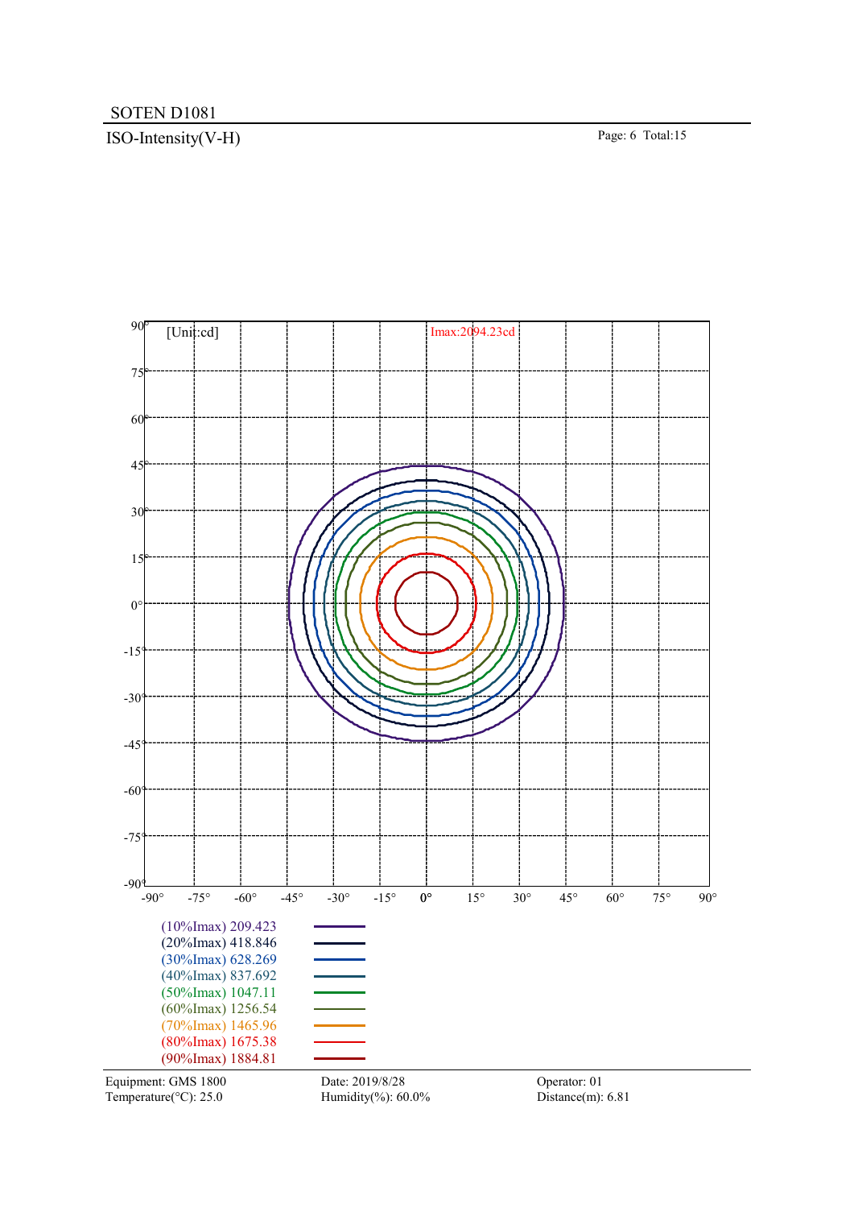SOTEN D1081

## ISO-Intensity(V-H)

[Unit:cd]

Imax:2094.23cd

| Level | Value (cd) |
|---|---|
| (10%Imax) | 209.423 |
| (20%Imax) | 418.846 |
| (30%Imax) | 628.269 |
| (40%Imax) | 837.692 |
| (50%Imax) | 1047.11 |
| (60%Imax) | 1256.54 |
| (70%Imax) | 1465.96 |
| (80%Imax) | 1675.38 |
| (90%Imax) | 1884.81 |

Equipment: GMS 1800
Temperature(°C): 25.0

Date: 2019/8/28
Humidity(%): 60.0%

Operator: 01
Distance(m): 6.81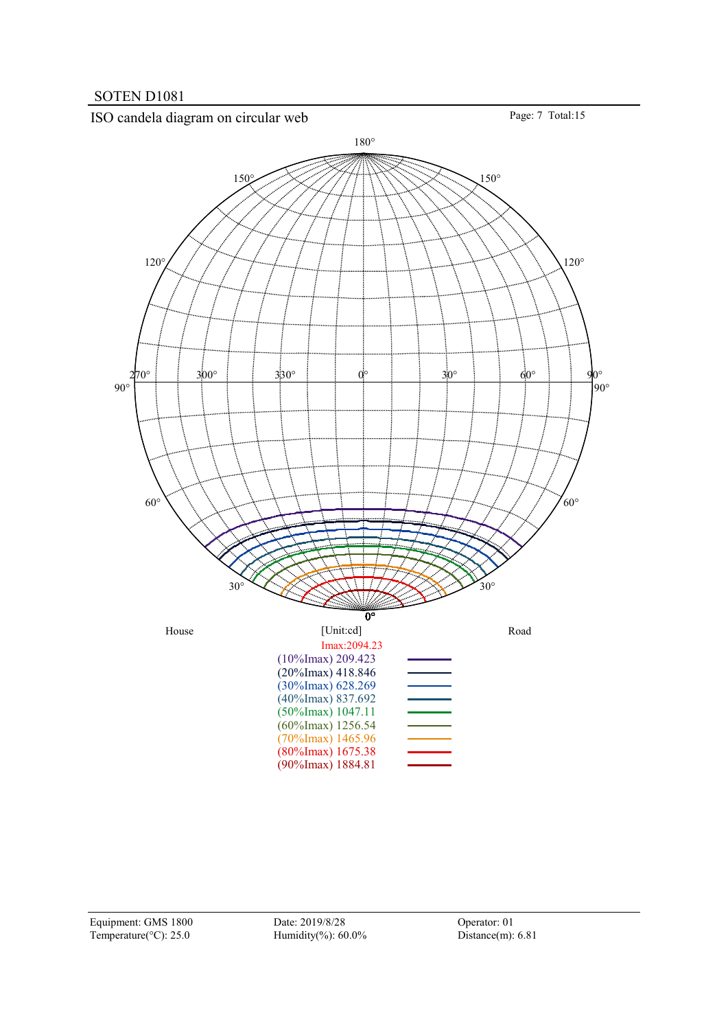SOTEN D1081

## ISO candela diagram on circular web

180°

150° 150°

120° 120°

270° 300° 330° 0° 30° 60° 90°

90° 90°

60° 60°

30° 30°

0°

House [Unit:cd] Road

Imax:2094.23

(10%Imax) 209.423

(20%Imax) 418.846

(30%Imax) 628.269

(40%Imax) 837.692

(50%Imax) 1047.11

(60%Imax) 1256.54

(70%Imax) 1465.96

(80%Imax) 1675.38

(90%Imax) 1884.81

Equipment: GMS 1800 Date: 2019/8/28 Operator: 01

Temperature(°C): 25.0 Humidity(%): 60.0% Distance(m): 6.81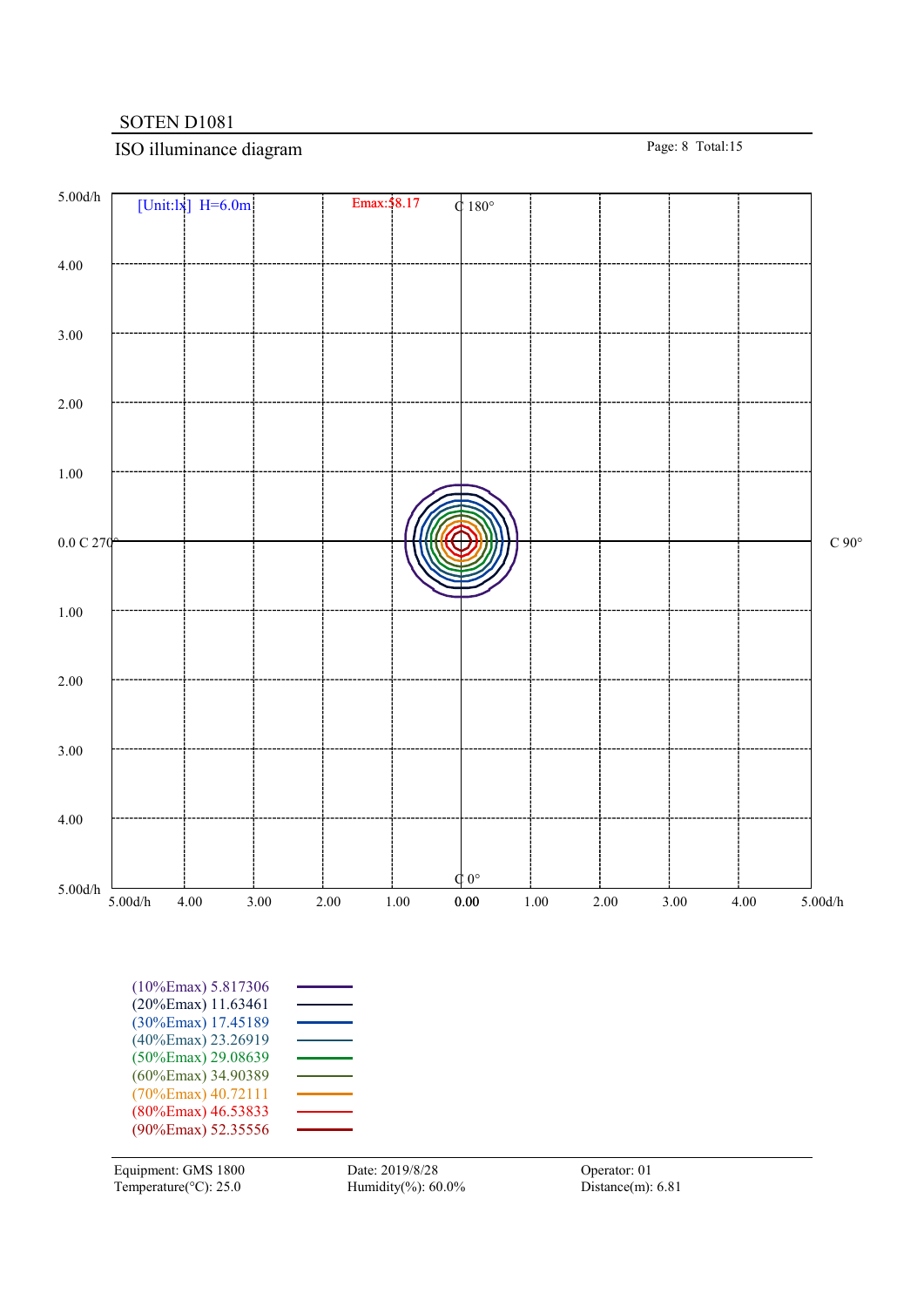SOTEN D1081

## ISO illuminance diagram

Page: 8 Total:15

[Unit:lx] H=6.0m

Emax:58.17

C 180°

C 90°

0.0 C 270°

C 0°

5.00d/h
4.00
3.00
2.00
1.00
0.0
1.00
2.00
3.00
4.00
5.00d/h

5.00d/h 4.00 3.00 2.00 1.00 0.00 1.00 2.00 3.00 4.00 5.00d/h

(10%Emax) 5.817306
(20%Emax) 11.63461
(30%Emax) 17.45189
(40%Emax) 23.26919
(50%Emax) 29.08639
(60%Emax) 34.90389
(70%Emax) 40.72111
(80%Emax) 46.53833
(90%Emax) 52.35556

Equipment: GMS 1800
Temperature(°C): 25.0

Date: 2019/8/28
Humidity(%): 60.0%

Operator: 01
Distance(m): 6.81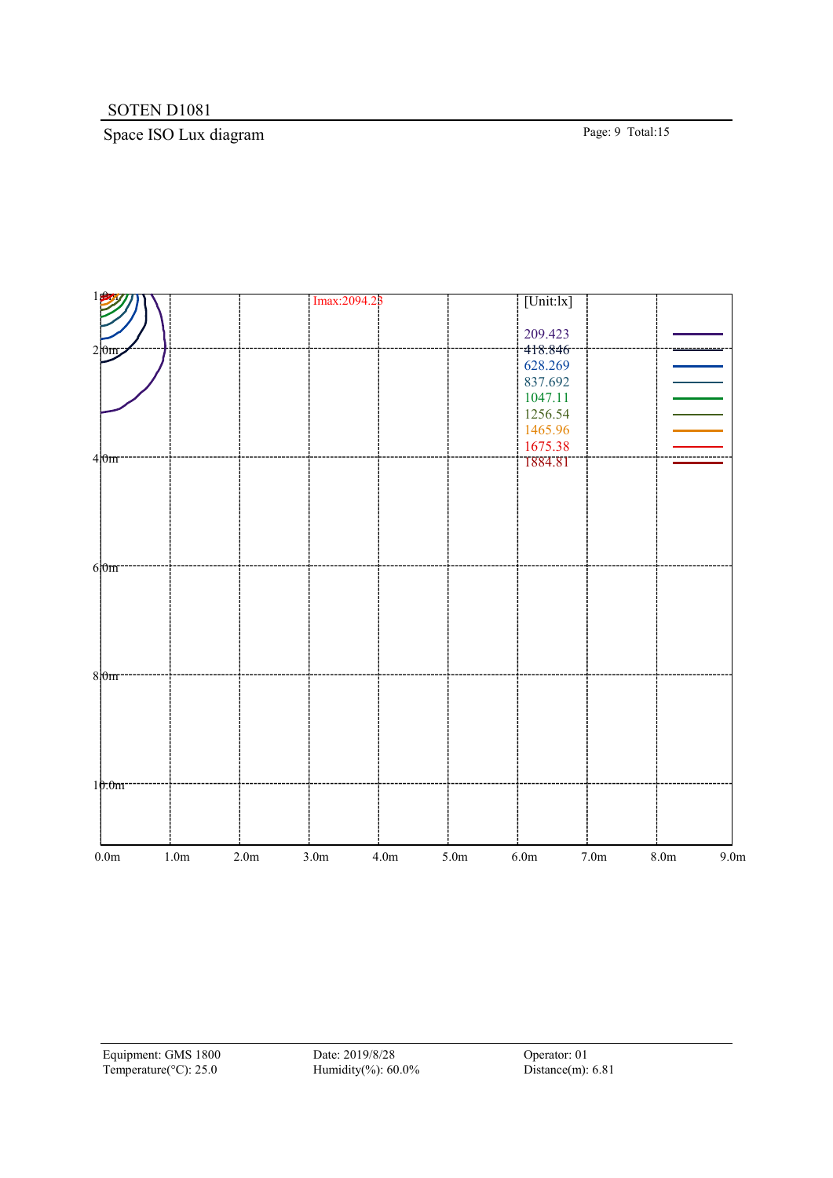SOTEN D1081

## Space ISO Lux diagram

Page: 9 Total:15

Imax:2094.23

[Unit:lx]

209.423
418.846
628.269
837.692
1047.11
1256.54
1465.96
1675.38
1884.81

1.0m
2.0m
4.0m
6.0m
8.0m
10.0m

0.0m 1.0m 2.0m 3.0m 4.0m 5.0m 6.0m 7.0m 8.0m 9.0m

Equipment: GMS 1800
Temperature(°C): 25.0

Date: 2019/8/28
Humidity(%): 60.0%

Operator: 01
Distance(m): 6.81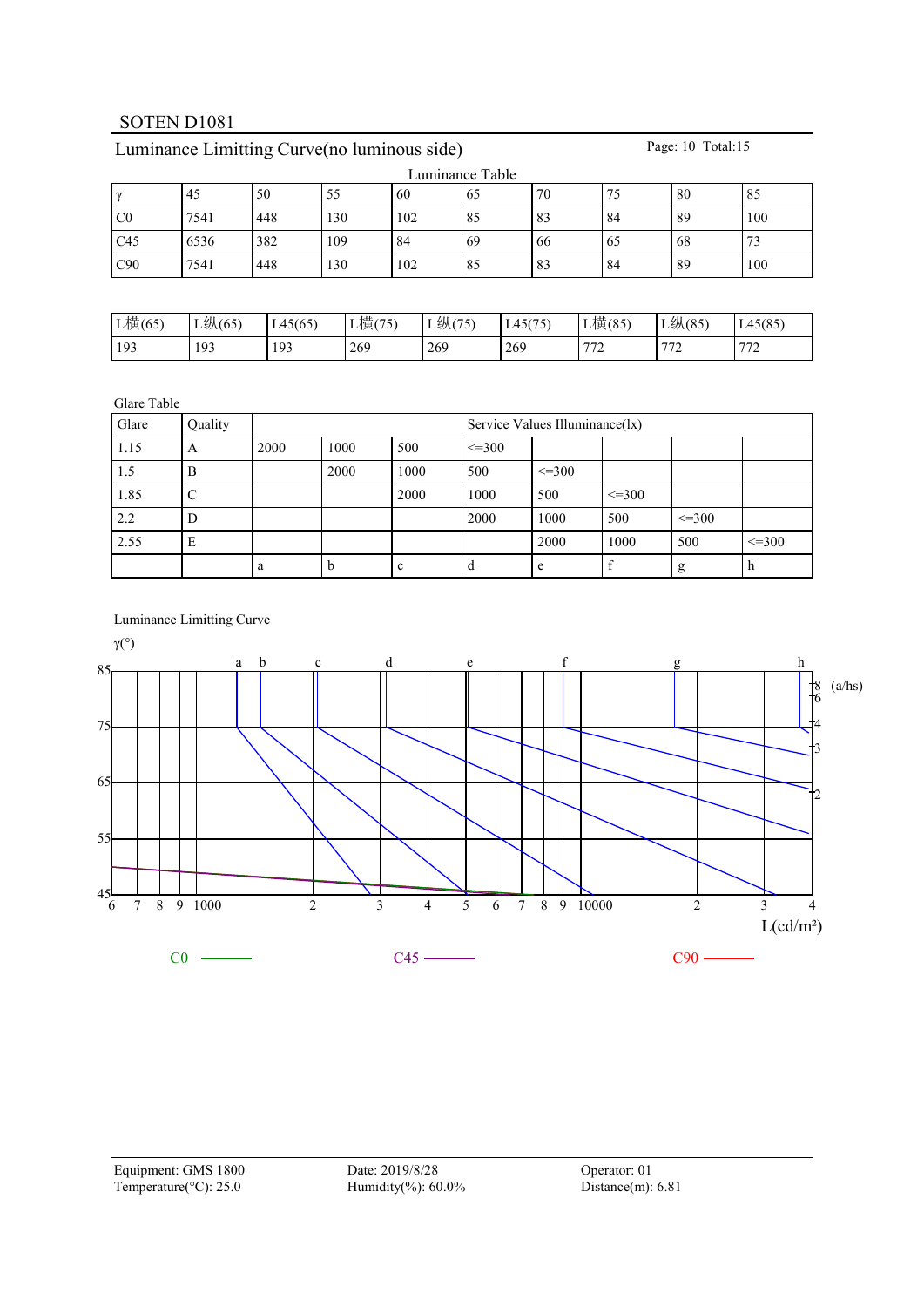SOTEN D1081

## Luminance Limitting Curve(no luminous side)

Page: 10 Total:15

Luminance Table

| γ | 45 | 50 | 55 | 60 | 65 | 70 | 75 | 80 | 85 |
|---|---|---|---|---|---|---|---|---|---|
| C0 | 7541 | 448 | 130 | 102 | 85 | 83 | 84 | 89 | 100 |
| C45 | 6536 | 382 | 109 | 84 | 69 | 66 | 65 | 68 | 73 |
| C90 | 7541 | 448 | 130 | 102 | 85 | 83 | 84 | 89 | 100 |

| L横(65) | L纵(65) | L45(65) | L横(75) | L纵(75) | L45(75) | L横(85) | L纵(85) | L45(85) |
|---|---|---|---|---|---|---|---|---|
| 193 | 193 | 193 | 269 | 269 | 269 | 772 | 772 | 772 |

Glare Table

| Glare | Quality | Service Values Illuminance(lx) | | | | | | | |
|---|---|---|---|---|---|---|---|---|---|
| 1.15 | A | 2000 | 1000 | 500 | <=300 | | | | |
| 1.5 | B | | 2000 | 1000 | 500 | <=300 | | | |
| 1.85 | C | | | 2000 | 1000 | 500 | <=300 | | |
| 2.2 | D | | | | 2000 | 1000 | 500 | <=300 | |
| 2.55 | E | | | | | 2000 | 1000 | 500 | <=300 |
| | | a | b | c | d | e | f | g | h |

Luminance Limitting Curve

γ(°)

85
75
65
55
45

a b c d e f g h

8 6 4 3 2 (a/hs)

6 7 8 9 1000 2 3 4 5 6 7 8 9 10000 2 3 4

L(cd/m²)

C0 C45 C90

Equipment: GMS 1800
Temperature(°C): 25.0
Date: 2019/8/28
Humidity(%): 60.0%
Operator: 01
Distance(m): 6.81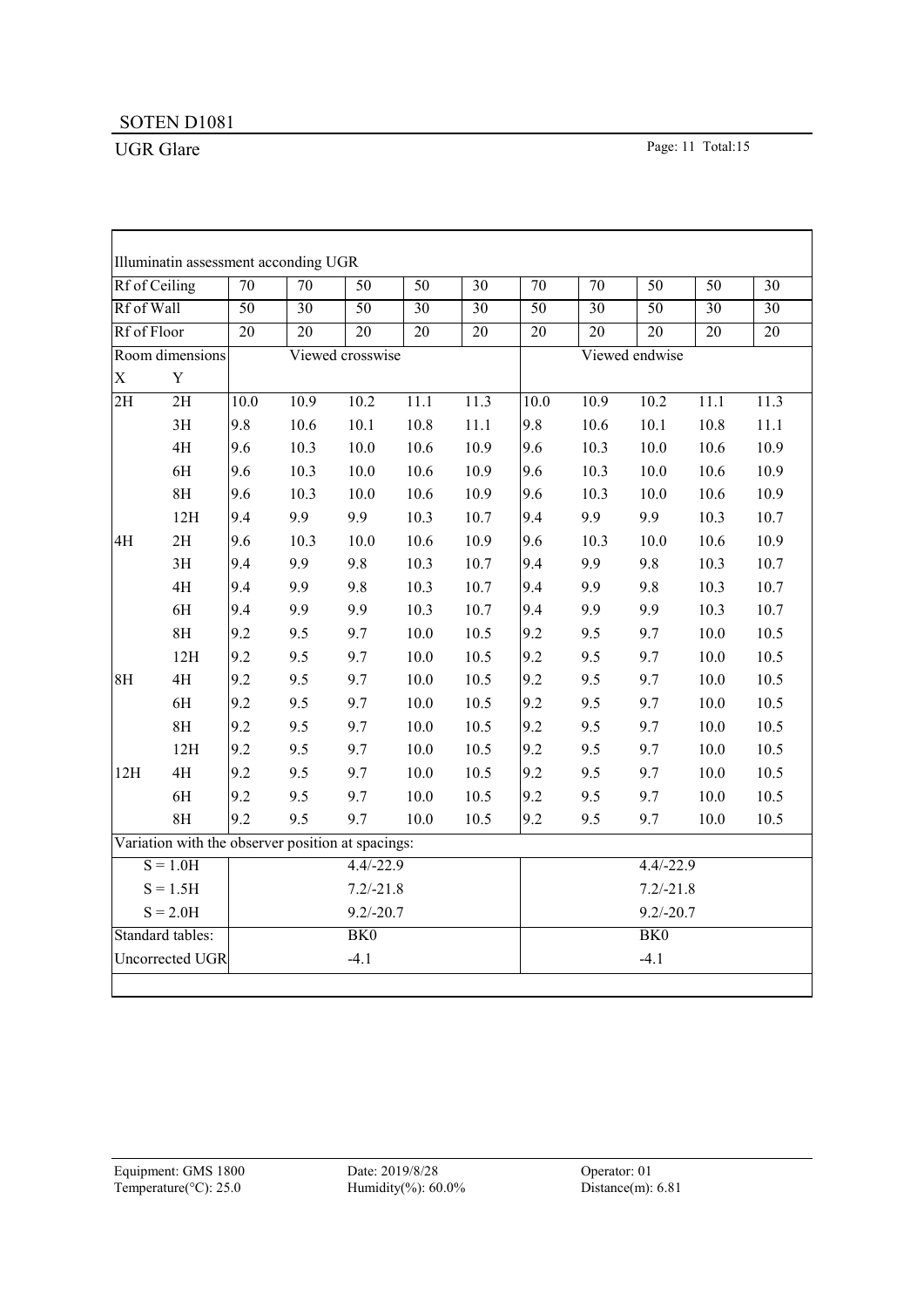SOTEN D1081

UGR Glare

| Illuminatin assessment acconding UGR | | | | | | | | | | | |
|---|---|---|---|---|---|---|---|---|---|---|---|
| Rf of Ceiling | | 70 | 70 | 50 | 50 | 30 | 70 | 70 | 50 | 50 | 30 |
| Rf of Wall | | 50 | 30 | 50 | 30 | 30 | 50 | 30 | 50 | 30 | 30 |
| Rf of Floor | | 20 | 20 | 20 | 20 | 20 | 20 | 20 | 20 | 20 | 20 |
| Room dimensions | | Viewed crosswise | | | | | Viewed endwise | | | | |
| X | Y | | | | | | | | | | |
| 2H | 2H | 10.0 | 10.9 | 10.2 | 11.1 | 11.3 | 10.0 | 10.9 | 10.2 | 11.1 | 11.3 |
| | 3H | 9.8 | 10.6 | 10.1 | 10.8 | 11.1 | 9.8 | 10.6 | 10.1 | 10.8 | 11.1 |
| | 4H | 9.6 | 10.3 | 10.0 | 10.6 | 10.9 | 9.6 | 10.3 | 10.0 | 10.6 | 10.9 |
| | 6H | 9.6 | 10.3 | 10.0 | 10.6 | 10.9 | 9.6 | 10.3 | 10.0 | 10.6 | 10.9 |
| | 8H | 9.6 | 10.3 | 10.0 | 10.6 | 10.9 | 9.6 | 10.3 | 10.0 | 10.6 | 10.9 |
| | 12H | 9.4 | 9.9 | 9.9 | 10.3 | 10.7 | 9.4 | 9.9 | 9.9 | 10.3 | 10.7 |
| 4H | 2H | 9.6 | 10.3 | 10.0 | 10.6 | 10.9 | 9.6 | 10.3 | 10.0 | 10.6 | 10.9 |
| | 3H | 9.4 | 9.9 | 9.8 | 10.3 | 10.7 | 9.4 | 9.9 | 9.8 | 10.3 | 10.7 |
| | 4H | 9.4 | 9.9 | 9.8 | 10.3 | 10.7 | 9.4 | 9.9 | 9.8 | 10.3 | 10.7 |
| | 6H | 9.4 | 9.9 | 9.9 | 10.3 | 10.7 | 9.4 | 9.9 | 9.9 | 10.3 | 10.7 |
| | 8H | 9.2 | 9.5 | 9.7 | 10.0 | 10.5 | 9.2 | 9.5 | 9.7 | 10.0 | 10.5 |
| | 12H | 9.2 | 9.5 | 9.7 | 10.0 | 10.5 | 9.2 | 9.5 | 9.7 | 10.0 | 10.5 |
| 8H | 4H | 9.2 | 9.5 | 9.7 | 10.0 | 10.5 | 9.2 | 9.5 | 9.7 | 10.0 | 10.5 |
| | 6H | 9.2 | 9.5 | 9.7 | 10.0 | 10.5 | 9.2 | 9.5 | 9.7 | 10.0 | 10.5 |
| | 8H | 9.2 | 9.5 | 9.7 | 10.0 | 10.5 | 9.2 | 9.5 | 9.7 | 10.0 | 10.5 |
| | 12H | 9.2 | 9.5 | 9.7 | 10.0 | 10.5 | 9.2 | 9.5 | 9.7 | 10.0 | 10.5 |
| 12H | 4H | 9.2 | 9.5 | 9.7 | 10.0 | 10.5 | 9.2 | 9.5 | 9.7 | 10.0 | 10.5 |
| | 6H | 9.2 | 9.5 | 9.7 | 10.0 | 10.5 | 9.2 | 9.5 | 9.7 | 10.0 | 10.5 |
| | 8H | 9.2 | 9.5 | 9.7 | 10.0 | 10.5 | 9.2 | 9.5 | 9.7 | 10.0 | 10.5 |
| Variation with the observer position at spacings: | | | | | | | | | | | |
| S = 1.0H | | 4.4/-22.9 | | | | | 4.4/-22.9 | | | | |
| S = 1.5H | | 7.2/-21.8 | | | | | 7.2/-21.8 | | | | |
| S = 2.0H | | 9.2/-20.7 | | | | | 9.2/-20.7 | | | | |
| Standard tables: | | BK0 | | | | | BK0 | | | | |
| Uncorrected UGR | | -4.1 | | | | | -4.1 | | | | |

Equipment: GMS 1800
Temperature(°C): 25.0

Date: 2019/8/28
Humidity(%): 60.0%

Operator: 01
Distance(m): 6.81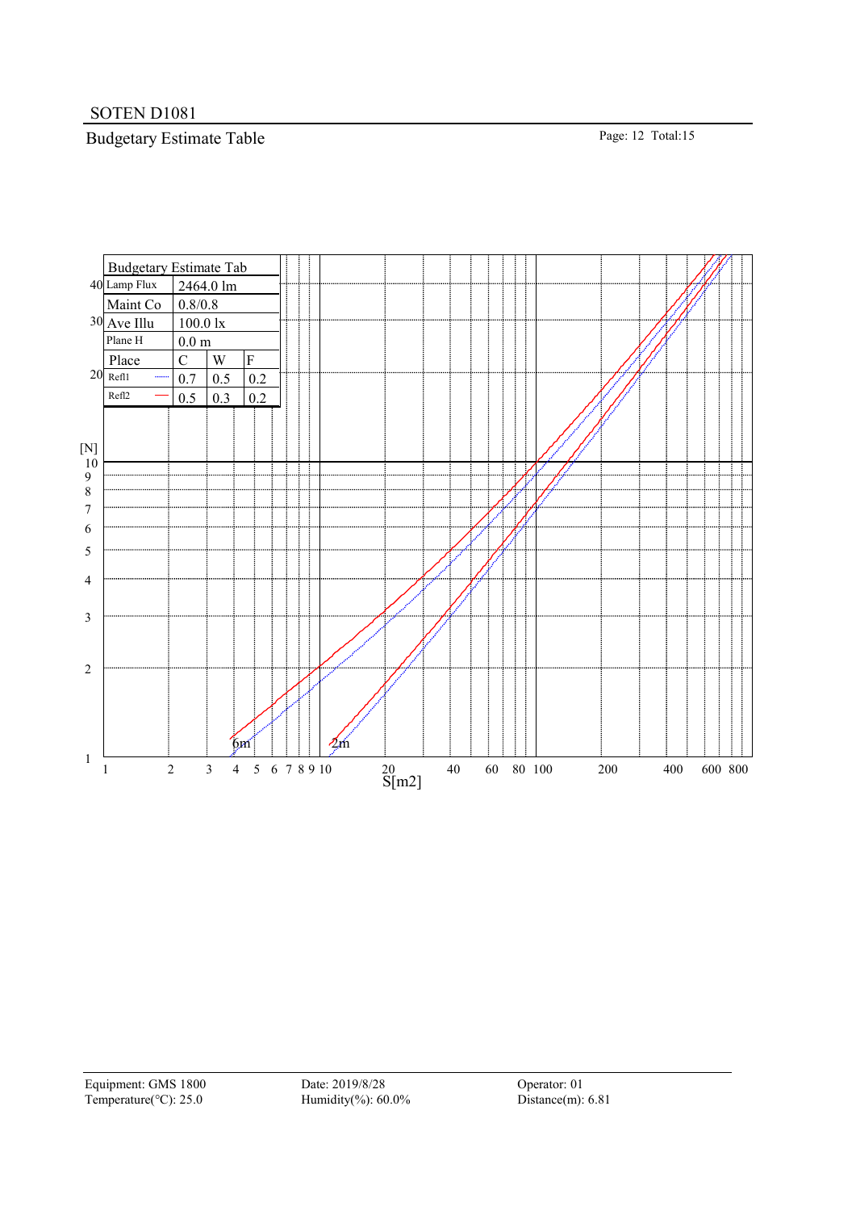SOTEN D1081

## Budgetary Estimate Table

Budgetary Estimate Tab

| | | | |
|---|---|---|---|
| Lamp Flux | 2464.0 lm | | |
| Maint Co | 0.8/0.8 | | |
| Ave Illu | 100.0 lx | | |
| Plane H | 0.0 m | | |
| Place | C | W | F |
| Refl1 | 0.7 | 0.5 | 0.2 |
| Refl2 | 0.5 | 0.3 | 0.2 |

[N]

40
30
20
10
9
8
7
6
5
4
3
2
1

6m
2m

1 2 3 4 5 6 7 8 9 10 20 40 60 80 100 200 400 600 800

S[m2]

Equipment: GMS 1800
Temperature(°C): 25.0

Date: 2019/8/28
Humidity(%): 60.0%

Operator: 01
Distance(m): 6.81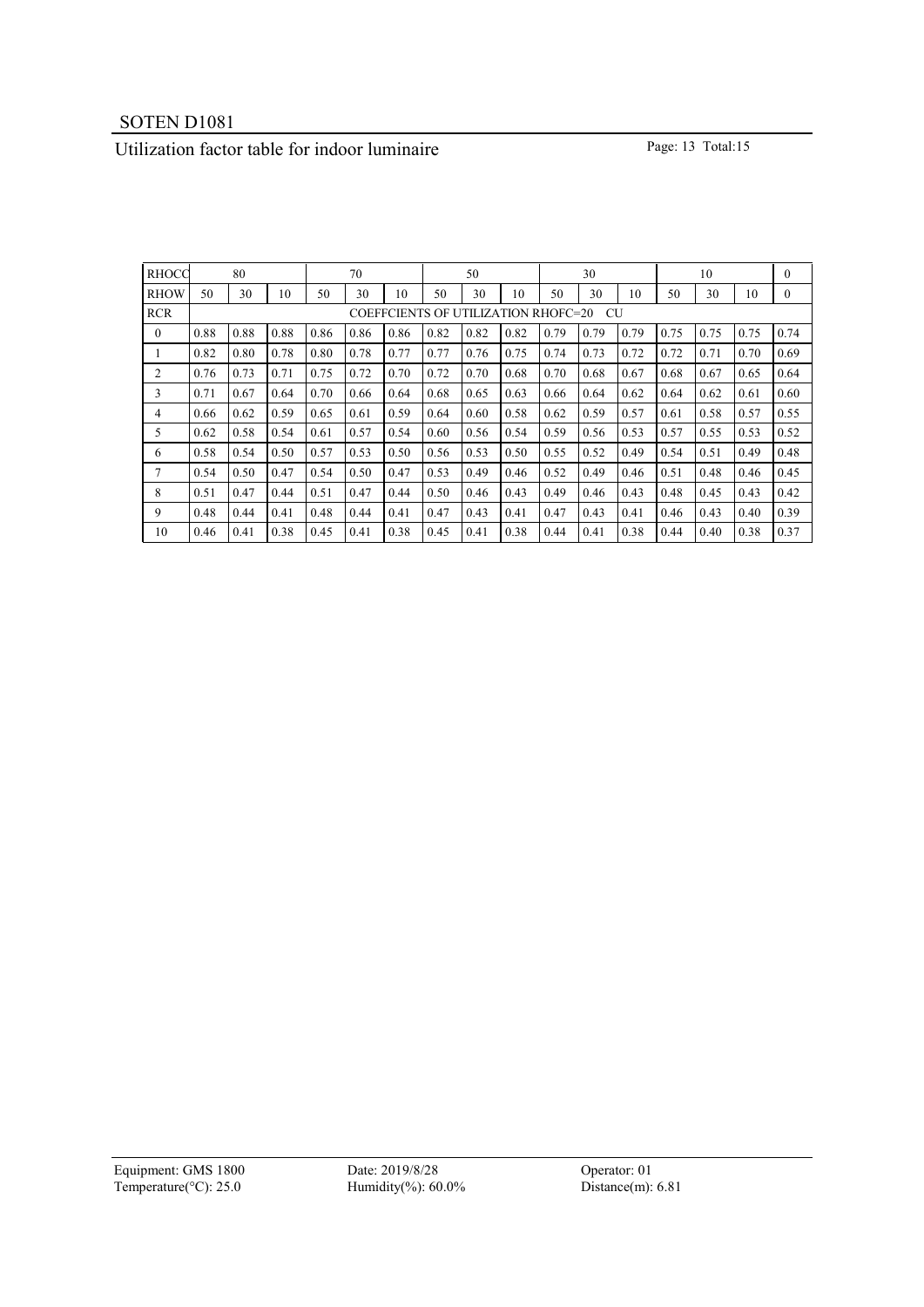SOTEN D1081

Utilization factor table for indoor luminaire

| RHOCC | 80 | | | 70 | | | 50 | | | 30 | | | 10 | | | 0 |
|---|---|---|---|---|---|---|---|---|---|---|---|---|---|---|---|---|
| RHOW | 50 | 30 | 10 | 50 | 30 | 10 | 50 | 30 | 10 | 50 | 30 | 10 | 50 | 30 | 10 | 0 |
| RCR | COEFFCIENTS OF UTILIZATION RHOFC=20 CU | | | | | | | | | | | | | | | |
| 0 | 0.88 | 0.88 | 0.88 | 0.86 | 0.86 | 0.86 | 0.82 | 0.82 | 0.82 | 0.79 | 0.79 | 0.79 | 0.75 | 0.75 | 0.75 | 0.74 |
| 1 | 0.82 | 0.80 | 0.78 | 0.80 | 0.78 | 0.77 | 0.77 | 0.76 | 0.75 | 0.74 | 0.73 | 0.72 | 0.72 | 0.71 | 0.70 | 0.69 |
| 2 | 0.76 | 0.73 | 0.71 | 0.75 | 0.72 | 0.70 | 0.72 | 0.70 | 0.68 | 0.70 | 0.68 | 0.67 | 0.68 | 0.67 | 0.65 | 0.64 |
| 3 | 0.71 | 0.67 | 0.64 | 0.70 | 0.66 | 0.64 | 0.68 | 0.65 | 0.63 | 0.66 | 0.64 | 0.62 | 0.64 | 0.62 | 0.61 | 0.60 |
| 4 | 0.66 | 0.62 | 0.59 | 0.65 | 0.61 | 0.59 | 0.64 | 0.60 | 0.58 | 0.62 | 0.59 | 0.57 | 0.61 | 0.58 | 0.57 | 0.55 |
| 5 | 0.62 | 0.58 | 0.54 | 0.61 | 0.57 | 0.54 | 0.60 | 0.56 | 0.54 | 0.59 | 0.56 | 0.53 | 0.57 | 0.55 | 0.53 | 0.52 |
| 6 | 0.58 | 0.54 | 0.50 | 0.57 | 0.53 | 0.50 | 0.56 | 0.53 | 0.50 | 0.55 | 0.52 | 0.49 | 0.54 | 0.51 | 0.49 | 0.48 |
| 7 | 0.54 | 0.50 | 0.47 | 0.54 | 0.50 | 0.47 | 0.53 | 0.49 | 0.46 | 0.52 | 0.49 | 0.46 | 0.51 | 0.48 | 0.46 | 0.45 |
| 8 | 0.51 | 0.47 | 0.44 | 0.51 | 0.47 | 0.44 | 0.50 | 0.46 | 0.43 | 0.49 | 0.46 | 0.43 | 0.48 | 0.45 | 0.43 | 0.42 |
| 9 | 0.48 | 0.44 | 0.41 | 0.48 | 0.44 | 0.41 | 0.47 | 0.43 | 0.41 | 0.47 | 0.43 | 0.41 | 0.46 | 0.43 | 0.40 | 0.39 |
| 10 | 0.46 | 0.41 | 0.38 | 0.45 | 0.41 | 0.38 | 0.45 | 0.41 | 0.38 | 0.44 | 0.41 | 0.38 | 0.44 | 0.40 | 0.38 | 0.37 |

Equipment: GMS 1800　　Date: 2019/8/28　　Operator: 01

Temperature(°C): 25.0　　Humidity(%): 60.0%　　Distance(m): 6.81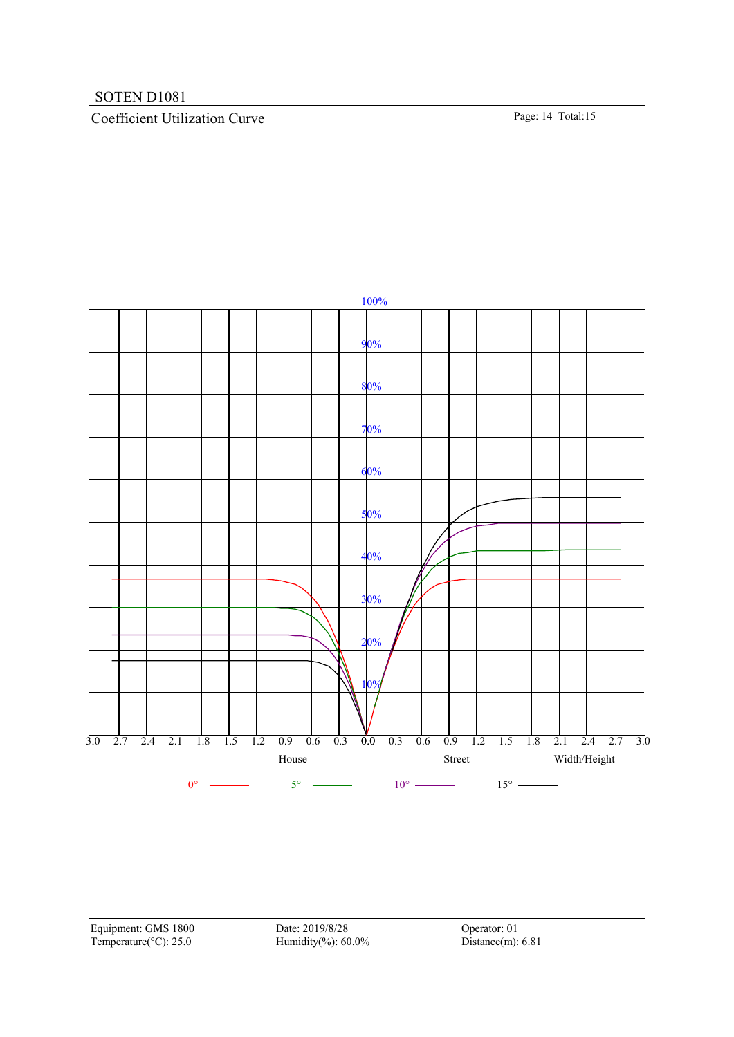SOTEN D1081

## Coefficient Utilization Curve

100%
90%
80%
70%
60%
50%
40%
30%
20%
10%

3.0 2.7 2.4 2.1 1.8 1.5 1.2 0.9 0.6 0.3 0.0 0.3 0.6 0.9 1.2 1.5 1.8 2.1 2.4 2.7 3.0

House

Street

Width/Height

0°
5°
10°
15°

Equipment: GMS 1800
Temperature(°C): 25.0

Date: 2019/8/28
Humidity(%): 60.0%

Operator: 01
Distance(m): 6.81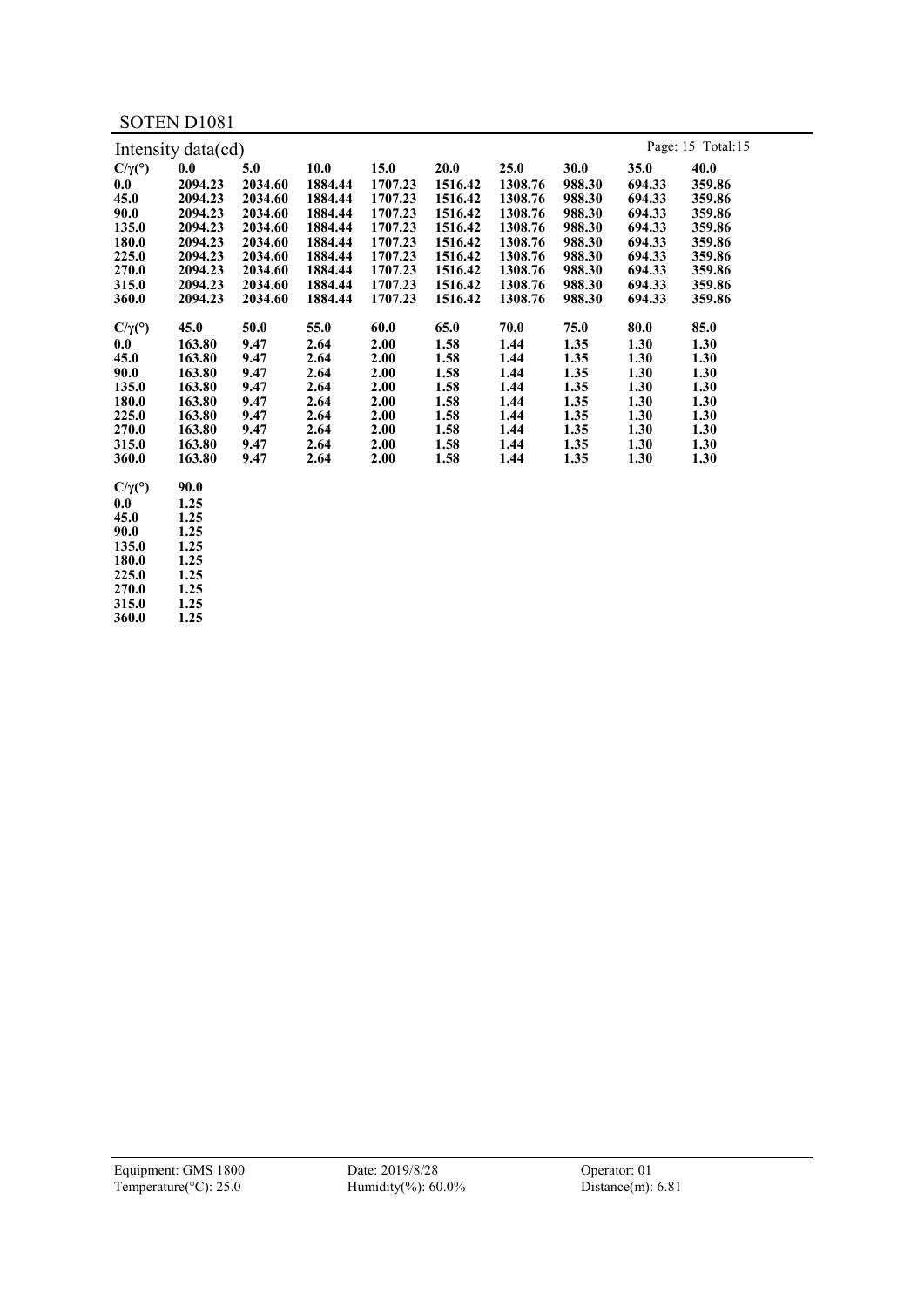SOTEN D1081

## Intensity data(cd)

| C/γ(°) | 0.0 | 5.0 | 10.0 | 15.0 | 20.0 | 25.0 | 30.0 | 35.0 | 40.0 |
|---|---|---|---|---|---|---|---|---|---|
| 0.0 | 2094.23 | 2034.60 | 1884.44 | 1707.23 | 1516.42 | 1308.76 | 988.30 | 694.33 | 359.86 |
| 45.0 | 2094.23 | 2034.60 | 1884.44 | 1707.23 | 1516.42 | 1308.76 | 988.30 | 694.33 | 359.86 |
| 90.0 | 2094.23 | 2034.60 | 1884.44 | 1707.23 | 1516.42 | 1308.76 | 988.30 | 694.33 | 359.86 |
| 135.0 | 2094.23 | 2034.60 | 1884.44 | 1707.23 | 1516.42 | 1308.76 | 988.30 | 694.33 | 359.86 |
| 180.0 | 2094.23 | 2034.60 | 1884.44 | 1707.23 | 1516.42 | 1308.76 | 988.30 | 694.33 | 359.86 |
| 225.0 | 2094.23 | 2034.60 | 1884.44 | 1707.23 | 1516.42 | 1308.76 | 988.30 | 694.33 | 359.86 |
| 270.0 | 2094.23 | 2034.60 | 1884.44 | 1707.23 | 1516.42 | 1308.76 | 988.30 | 694.33 | 359.86 |
| 315.0 | 2094.23 | 2034.60 | 1884.44 | 1707.23 | 1516.42 | 1308.76 | 988.30 | 694.33 | 359.86 |
| 360.0 | 2094.23 | 2034.60 | 1884.44 | 1707.23 | 1516.42 | 1308.76 | 988.30 | 694.33 | 359.86 |

| C/γ(°) | 45.0 | 50.0 | 55.0 | 60.0 | 65.0 | 70.0 | 75.0 | 80.0 | 85.0 |
|---|---|---|---|---|---|---|---|---|---|
| 0.0 | 163.80 | 9.47 | 2.64 | 2.00 | 1.58 | 1.44 | 1.35 | 1.30 | 1.30 |
| 45.0 | 163.80 | 9.47 | 2.64 | 2.00 | 1.58 | 1.44 | 1.35 | 1.30 | 1.30 |
| 90.0 | 163.80 | 9.47 | 2.64 | 2.00 | 1.58 | 1.44 | 1.35 | 1.30 | 1.30 |
| 135.0 | 163.80 | 9.47 | 2.64 | 2.00 | 1.58 | 1.44 | 1.35 | 1.30 | 1.30 |
| 180.0 | 163.80 | 9.47 | 2.64 | 2.00 | 1.58 | 1.44 | 1.35 | 1.30 | 1.30 |
| 225.0 | 163.80 | 9.47 | 2.64 | 2.00 | 1.58 | 1.44 | 1.35 | 1.30 | 1.30 |
| 270.0 | 163.80 | 9.47 | 2.64 | 2.00 | 1.58 | 1.44 | 1.35 | 1.30 | 1.30 |
| 315.0 | 163.80 | 9.47 | 2.64 | 2.00 | 1.58 | 1.44 | 1.35 | 1.30 | 1.30 |
| 360.0 | 163.80 | 9.47 | 2.64 | 2.00 | 1.58 | 1.44 | 1.35 | 1.30 | 1.30 |

| C/γ(°) | 90.0 |
|---|---|
| 0.0 | 1.25 |
| 45.0 | 1.25 |
| 90.0 | 1.25 |
| 135.0 | 1.25 |
| 180.0 | 1.25 |
| 225.0 | 1.25 |
| 270.0 | 1.25 |
| 315.0 | 1.25 |
| 360.0 | 1.25 |

Equipment: GMS 1800
Temperature(°C): 25.0
Date: 2019/8/28
Humidity(%): 60.0%
Operator: 01
Distance(m): 6.81